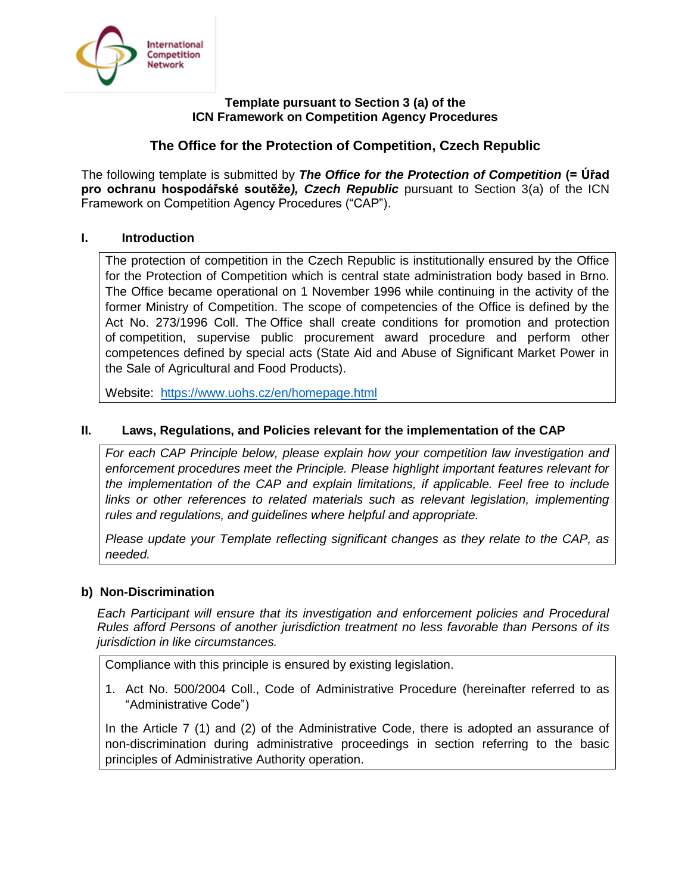**Template pursuant to Section 3 (a) of the ICN Framework on Competition Agency Procedures**

## The Office for the Protection of Competition, Czech Republic

The following template is submitted by ***The Office for the Protection of Competition* (= Úřad pro ochranu hospodářské soutěže*), Czech Republic*** pursuant to Section 3(a) of the ICN Framework on Competition Agency Procedures ("CAP").

### I. Introduction

The protection of competition in the Czech Republic is institutionally ensured by the Office for the Protection of Competition which is central state administration body based in Brno. The Office became operational on 1 November 1996 while continuing in the activity of the former Ministry of Competition. The scope of competencies of the Office is defined by the Act No. 273/1996 Coll. The Office shall create conditions for promotion and protection of competition, supervise public procurement award procedure and perform other competences defined by special acts (State Aid and Abuse of Significant Market Power in the Sale of Agricultural and Food Products).

Website: https://www.uohs.cz/en/homepage.html

### II. Laws, Regulations, and Policies relevant for the implementation of the CAP

*For each CAP Principle below, please explain how your competition law investigation and enforcement procedures meet the Principle. Please highlight important features relevant for the implementation of the CAP and explain limitations, if applicable. Feel free to include links or other references to related materials such as relevant legislation, implementing rules and regulations, and guidelines where helpful and appropriate.*

*Please update your Template reflecting significant changes as they relate to the CAP, as needed.*

### b) Non-Discrimination

*Each Participant will ensure that its investigation and enforcement policies and Procedural Rules afford Persons of another jurisdiction treatment no less favorable than Persons of its jurisdiction in like circumstances.*

Compliance with this principle is ensured by existing legislation.

1. Act No. 500/2004 Coll., Code of Administrative Procedure (hereinafter referred to as "Administrative Code")

In the Article 7 (1) and (2) of the Administrative Code, there is adopted an assurance of non-discrimination during administrative proceedings in section referring to the basic principles of Administrative Authority operation.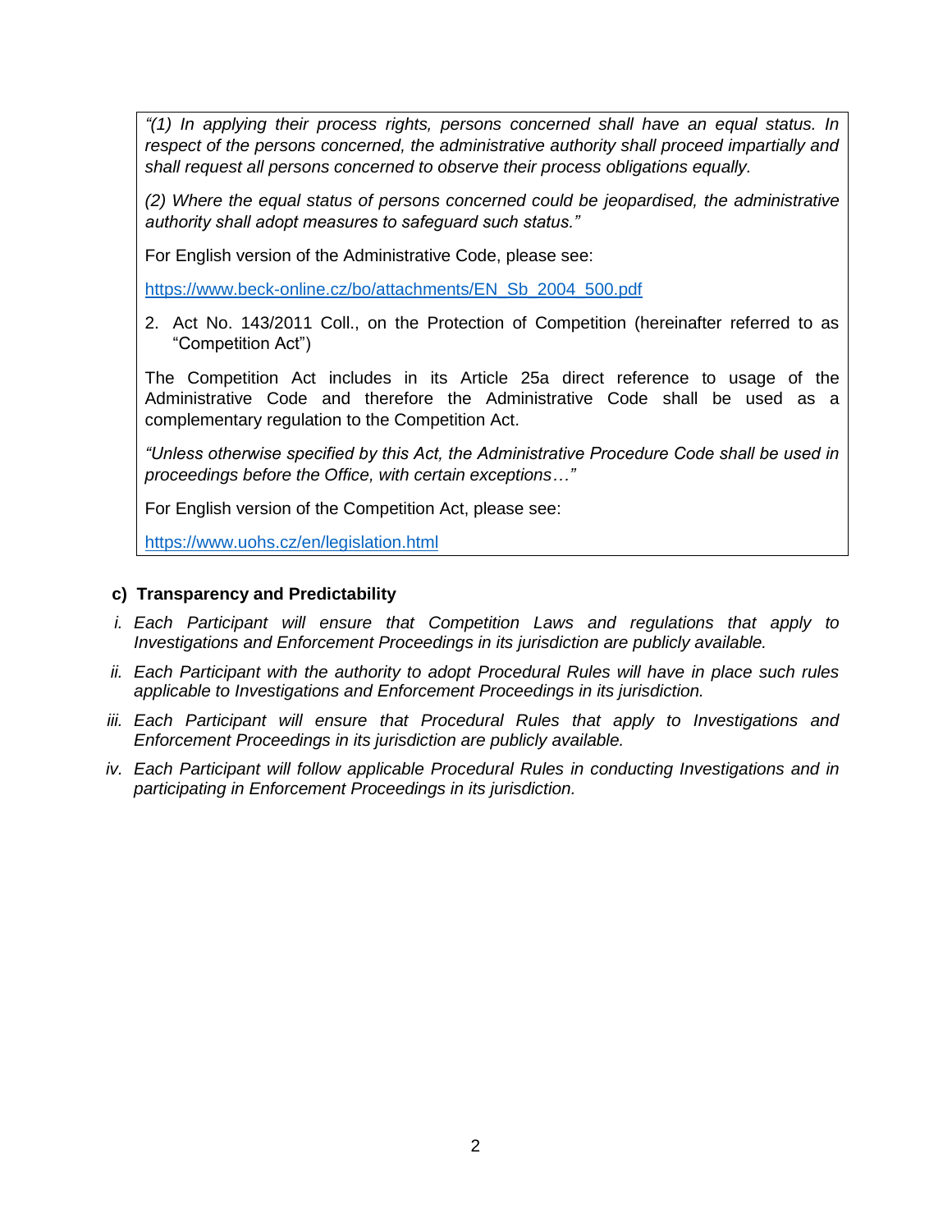*"(1) In applying their process rights, persons concerned shall have an equal status. In respect of the persons concerned, the administrative authority shall proceed impartially and shall request all persons concerned to observe their process obligations equally.*

*(2) Where the equal status of persons concerned could be jeopardised, the administrative authority shall adopt measures to safeguard such status."*

For English version of the Administrative Code, please see:

https://www.beck-online.cz/bo/attachments/EN_Sb_2004_500.pdf

2. Act No. 143/2011 Coll., on the Protection of Competition (hereinafter referred to as "Competition Act")

The Competition Act includes in its Article 25a direct reference to usage of the Administrative Code and therefore the Administrative Code shall be used as a complementary regulation to the Competition Act.

*"Unless otherwise specified by this Act, the Administrative Procedure Code shall be used in proceedings before the Office, with certain exceptions…"*

For English version of the Competition Act, please see:

https://www.uohs.cz/en/legislation.html

**c) Transparency and Predictability**

i. *Each Participant will ensure that Competition Laws and regulations that apply to Investigations and Enforcement Proceedings in its jurisdiction are publicly available.*

ii. *Each Participant with the authority to adopt Procedural Rules will have in place such rules applicable to Investigations and Enforcement Proceedings in its jurisdiction.*

iii. *Each Participant will ensure that Procedural Rules that apply to Investigations and Enforcement Proceedings in its jurisdiction are publicly available.*

iv. *Each Participant will follow applicable Procedural Rules in conducting Investigations and in participating in Enforcement Proceedings in its jurisdiction.*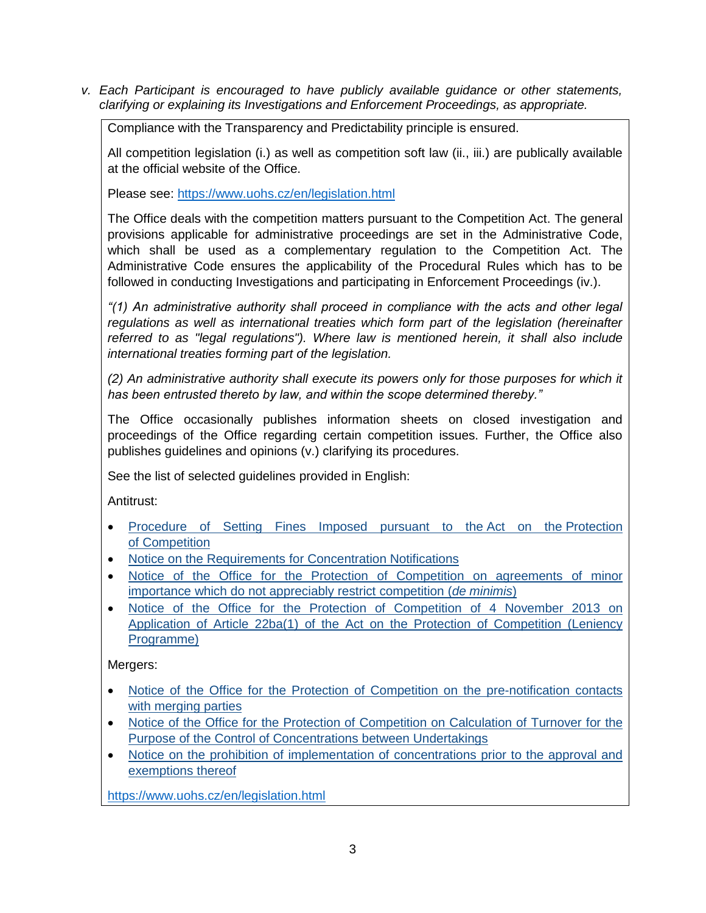*v. Each Participant is encouraged to have publicly available guidance or other statements, clarifying or explaining its Investigations and Enforcement Proceedings, as appropriate.*

Compliance with the Transparency and Predictability principle is ensured.

All competition legislation (i.) as well as competition soft law (ii., iii.) are publically available at the official website of the Office.

Please see: https://www.uohs.cz/en/legislation.html

The Office deals with the competition matters pursuant to the Competition Act. The general provisions applicable for administrative proceedings are set in the Administrative Code, which shall be used as a complementary regulation to the Competition Act. The Administrative Code ensures the applicability of the Procedural Rules which has to be followed in conducting Investigations and participating in Enforcement Proceedings (iv.).

*"(1) An administrative authority shall proceed in compliance with the acts and other legal regulations as well as international treaties which form part of the legislation (hereinafter referred to as "legal regulations"). Where law is mentioned herein, it shall also include international treaties forming part of the legislation.*

*(2) An administrative authority shall execute its powers only for those purposes for which it has been entrusted thereto by law, and within the scope determined thereby."*

The Office occasionally publishes information sheets on closed investigation and proceedings of the Office regarding certain competition issues. Further, the Office also publishes guidelines and opinions (v.) clarifying its procedures.

See the list of selected guidelines provided in English:

Antitrust:

- Procedure of Setting Fines Imposed pursuant to the Act on the Protection of Competition
- Notice on the Requirements for Concentration Notifications
- Notice of the Office for the Protection of Competition on agreements of minor importance which do not appreciably restrict competition (*de minimis*)
- Notice of the Office for the Protection of Competition of 4 November 2013 on Application of Article 22ba(1) of the Act on the Protection of Competition (Leniency Programme)

Mergers:

- Notice of the Office for the Protection of Competition on the pre-notification contacts with merging parties
- Notice of the Office for the Protection of Competition on Calculation of Turnover for the Purpose of the Control of Concentrations between Undertakings
- Notice on the prohibition of implementation of concentrations prior to the approval and exemptions thereof

https://www.uohs.cz/en/legislation.html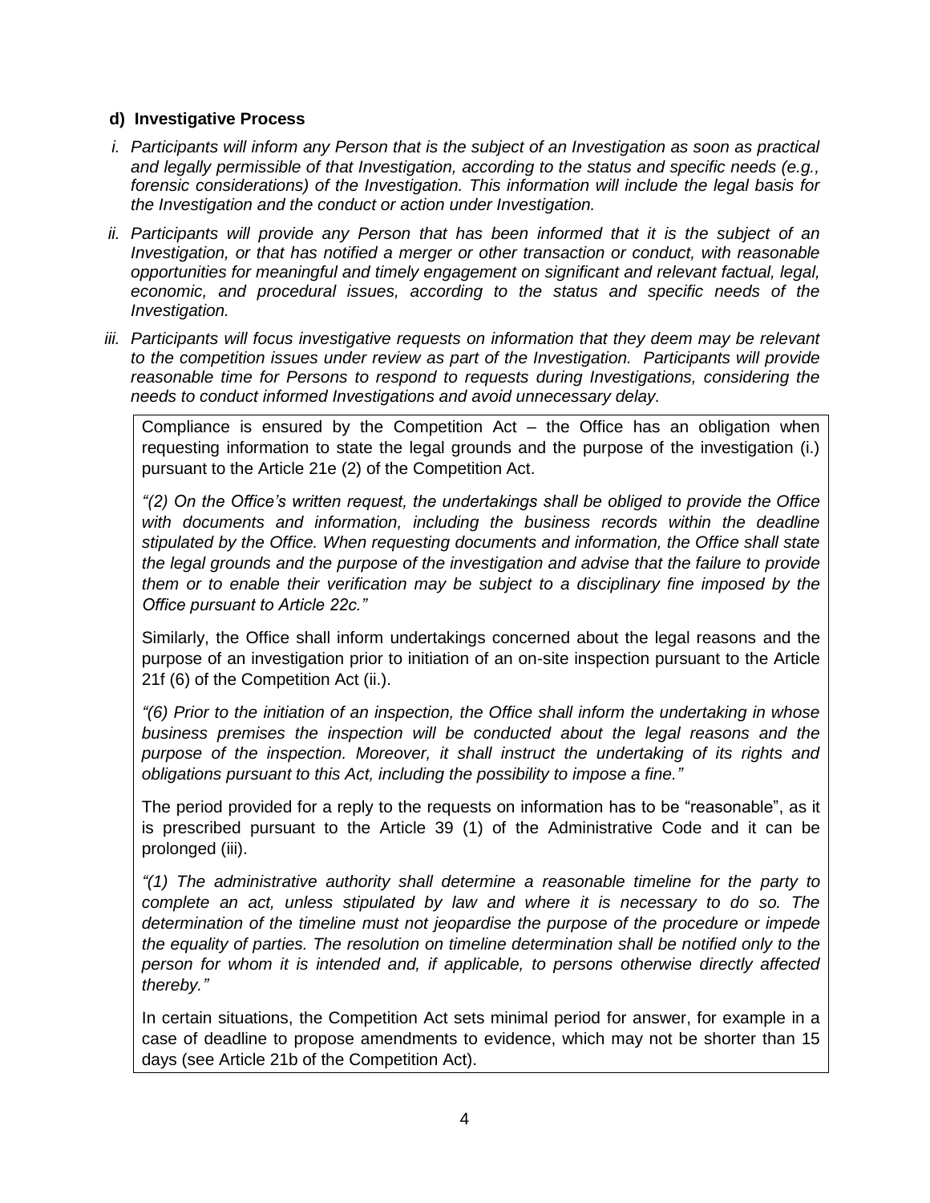**d) Investigative Process**

*i. Participants will inform any Person that is the subject of an Investigation as soon as practical and legally permissible of that Investigation, according to the status and specific needs (e.g., forensic considerations) of the Investigation. This information will include the legal basis for the Investigation and the conduct or action under Investigation.*

*ii. Participants will provide any Person that has been informed that it is the subject of an Investigation, or that has notified a merger or other transaction or conduct, with reasonable opportunities for meaningful and timely engagement on significant and relevant factual, legal, economic, and procedural issues, according to the status and specific needs of the Investigation.*

*iii. Participants will focus investigative requests on information that they deem may be relevant to the competition issues under review as part of the Investigation. Participants will provide reasonable time for Persons to respond to requests during Investigations, considering the needs to conduct informed Investigations and avoid unnecessary delay.*

Compliance is ensured by the Competition Act – the Office has an obligation when requesting information to state the legal grounds and the purpose of the investigation (i.) pursuant to the Article 21e (2) of the Competition Act.

*"(2) On the Office's written request, the undertakings shall be obliged to provide the Office with documents and information, including the business records within the deadline stipulated by the Office. When requesting documents and information, the Office shall state the legal grounds and the purpose of the investigation and advise that the failure to provide them or to enable their verification may be subject to a disciplinary fine imposed by the Office pursuant to Article 22c."*

Similarly, the Office shall inform undertakings concerned about the legal reasons and the purpose of an investigation prior to initiation of an on-site inspection pursuant to the Article 21f (6) of the Competition Act (ii.).

*"(6) Prior to the initiation of an inspection, the Office shall inform the undertaking in whose business premises the inspection will be conducted about the legal reasons and the purpose of the inspection. Moreover, it shall instruct the undertaking of its rights and obligations pursuant to this Act, including the possibility to impose a fine."*

The period provided for a reply to the requests on information has to be "reasonable", as it is prescribed pursuant to the Article 39 (1) of the Administrative Code and it can be prolonged (iii).

*"(1) The administrative authority shall determine a reasonable timeline for the party to complete an act, unless stipulated by law and where it is necessary to do so. The determination of the timeline must not jeopardise the purpose of the procedure or impede the equality of parties. The resolution on timeline determination shall be notified only to the person for whom it is intended and, if applicable, to persons otherwise directly affected thereby."*

In certain situations, the Competition Act sets minimal period for answer, for example in a case of deadline to propose amendments to evidence, which may not be shorter than 15 days (see Article 21b of the Competition Act).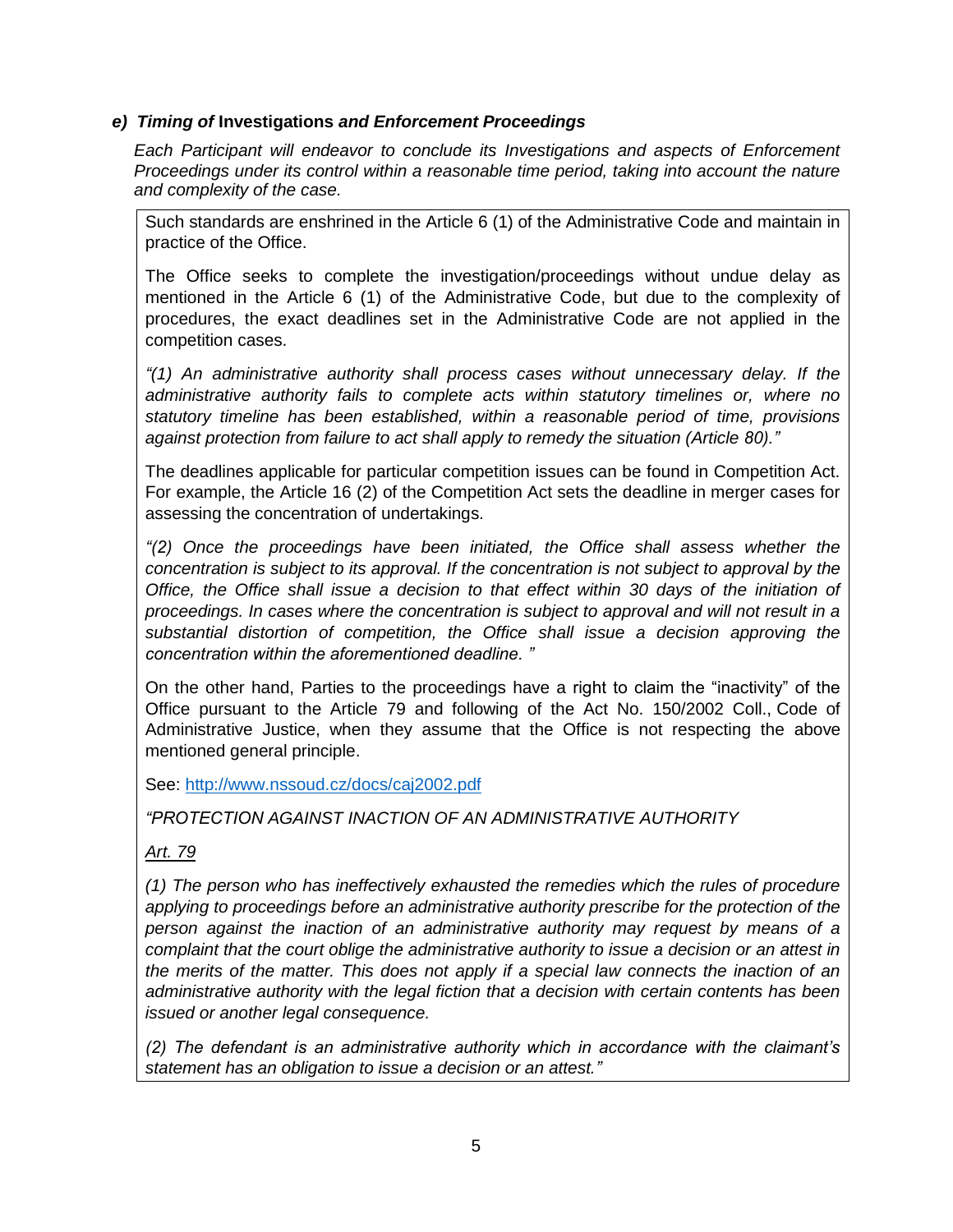### *e) Timing of* **Investigations** *and Enforcement Proceedings*

*Each Participant will endeavor to conclude its Investigations and aspects of Enforcement Proceedings under its control within a reasonable time period, taking into account the nature and complexity of the case.*

Such standards are enshrined in the Article 6 (1) of the Administrative Code and maintain in practice of the Office.

The Office seeks to complete the investigation/proceedings without undue delay as mentioned in the Article 6 (1) of the Administrative Code, but due to the complexity of procedures, the exact deadlines set in the Administrative Code are not applied in the competition cases.

*"(1) An administrative authority shall process cases without unnecessary delay. If the administrative authority fails to complete acts within statutory timelines or, where no statutory timeline has been established, within a reasonable period of time, provisions against protection from failure to act shall apply to remedy the situation (Article 80)."*

The deadlines applicable for particular competition issues can be found in Competition Act. For example, the Article 16 (2) of the Competition Act sets the deadline in merger cases for assessing the concentration of undertakings.

*"(2) Once the proceedings have been initiated, the Office shall assess whether the concentration is subject to its approval. If the concentration is not subject to approval by the Office, the Office shall issue a decision to that effect within 30 days of the initiation of proceedings. In cases where the concentration is subject to approval and will not result in a substantial distortion of competition, the Office shall issue a decision approving the concentration within the aforementioned deadline. "*

On the other hand, Parties to the proceedings have a right to claim the "inactivity" of the Office pursuant to the Article 79 and following of the Act No. 150/2002 Coll., Code of Administrative Justice, when they assume that the Office is not respecting the above mentioned general principle.

See: [http://www.nssoud.cz/docs/caj2002.pdf](http://www.nssoud.cz/docs/caj2002.pdf)

*"PROTECTION AGAINST INACTION OF AN ADMINISTRATIVE AUTHORITY*

*Art. 79*

*(1) The person who has ineffectively exhausted the remedies which the rules of procedure applying to proceedings before an administrative authority prescribe for the protection of the person against the inaction of an administrative authority may request by means of a complaint that the court oblige the administrative authority to issue a decision or an attest in the merits of the matter. This does not apply if a special law connects the inaction of an administrative authority with the legal fiction that a decision with certain contents has been issued or another legal consequence.*

*(2) The defendant is an administrative authority which in accordance with the claimant's statement has an obligation to issue a decision or an attest."*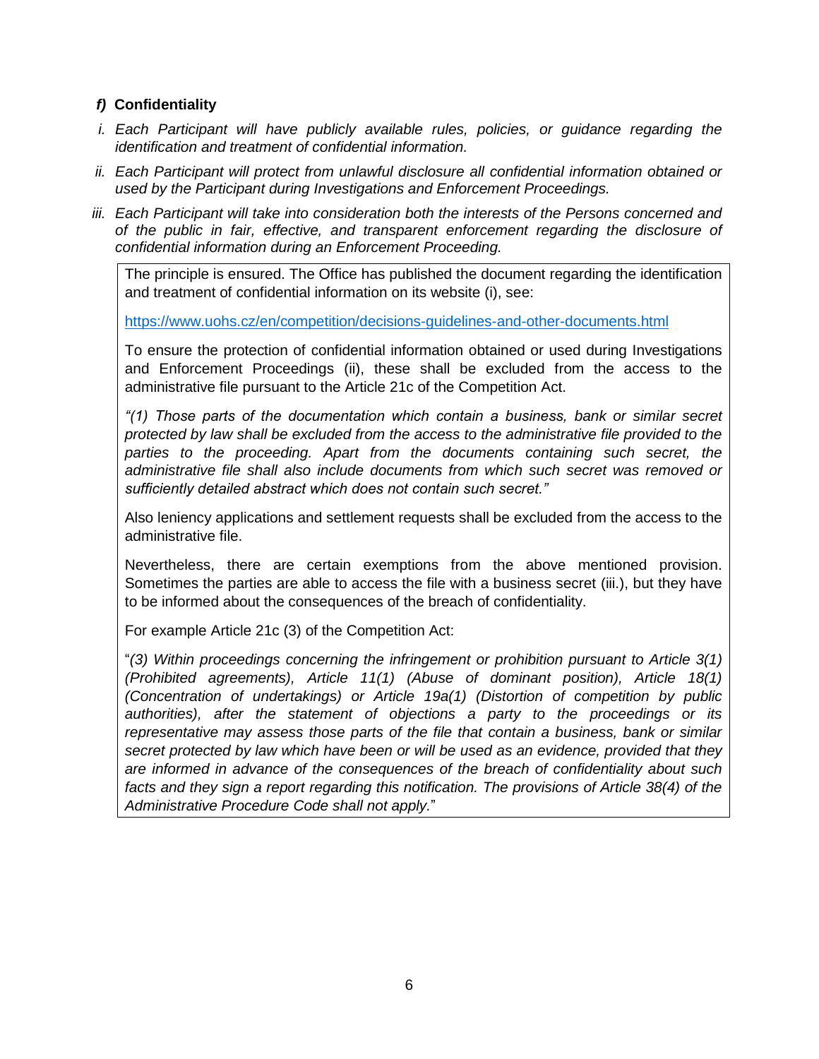### *f)* Confidentiality

*i. Each Participant will have publicly available rules, policies, or guidance regarding the identification and treatment of confidential information.*

*ii. Each Participant will protect from unlawful disclosure all confidential information obtained or used by the Participant during Investigations and Enforcement Proceedings.*

*iii. Each Participant will take into consideration both the interests of the Persons concerned and of the public in fair, effective, and transparent enforcement regarding the disclosure of confidential information during an Enforcement Proceeding.*

The principle is ensured. The Office has published the document regarding the identification and treatment of confidential information on its website (i), see:

https://www.uohs.cz/en/competition/decisions-guidelines-and-other-documents.html

To ensure the protection of confidential information obtained or used during Investigations and Enforcement Proceedings (ii), these shall be excluded from the access to the administrative file pursuant to the Article 21c of the Competition Act.

*"(1) Those parts of the documentation which contain a business, bank or similar secret protected by law shall be excluded from the access to the administrative file provided to the parties to the proceeding. Apart from the documents containing such secret, the administrative file shall also include documents from which such secret was removed or sufficiently detailed abstract which does not contain such secret."*

Also leniency applications and settlement requests shall be excluded from the access to the administrative file.

Nevertheless, there are certain exemptions from the above mentioned provision. Sometimes the parties are able to access the file with a business secret (iii.), but they have to be informed about the consequences of the breach of confidentiality.

For example Article 21c (3) of the Competition Act:

"*(3) Within proceedings concerning the infringement or prohibition pursuant to Article 3(1) (Prohibited agreements), Article 11(1) (Abuse of dominant position), Article 18(1) (Concentration of undertakings) or Article 19a(1) (Distortion of competition by public authorities), after the statement of objections a party to the proceedings or its representative may assess those parts of the file that contain a business, bank or similar secret protected by law which have been or will be used as an evidence, provided that they are informed in advance of the consequences of the breach of confidentiality about such facts and they sign a report regarding this notification. The provisions of Article 38(4) of the Administrative Procedure Code shall not apply.*"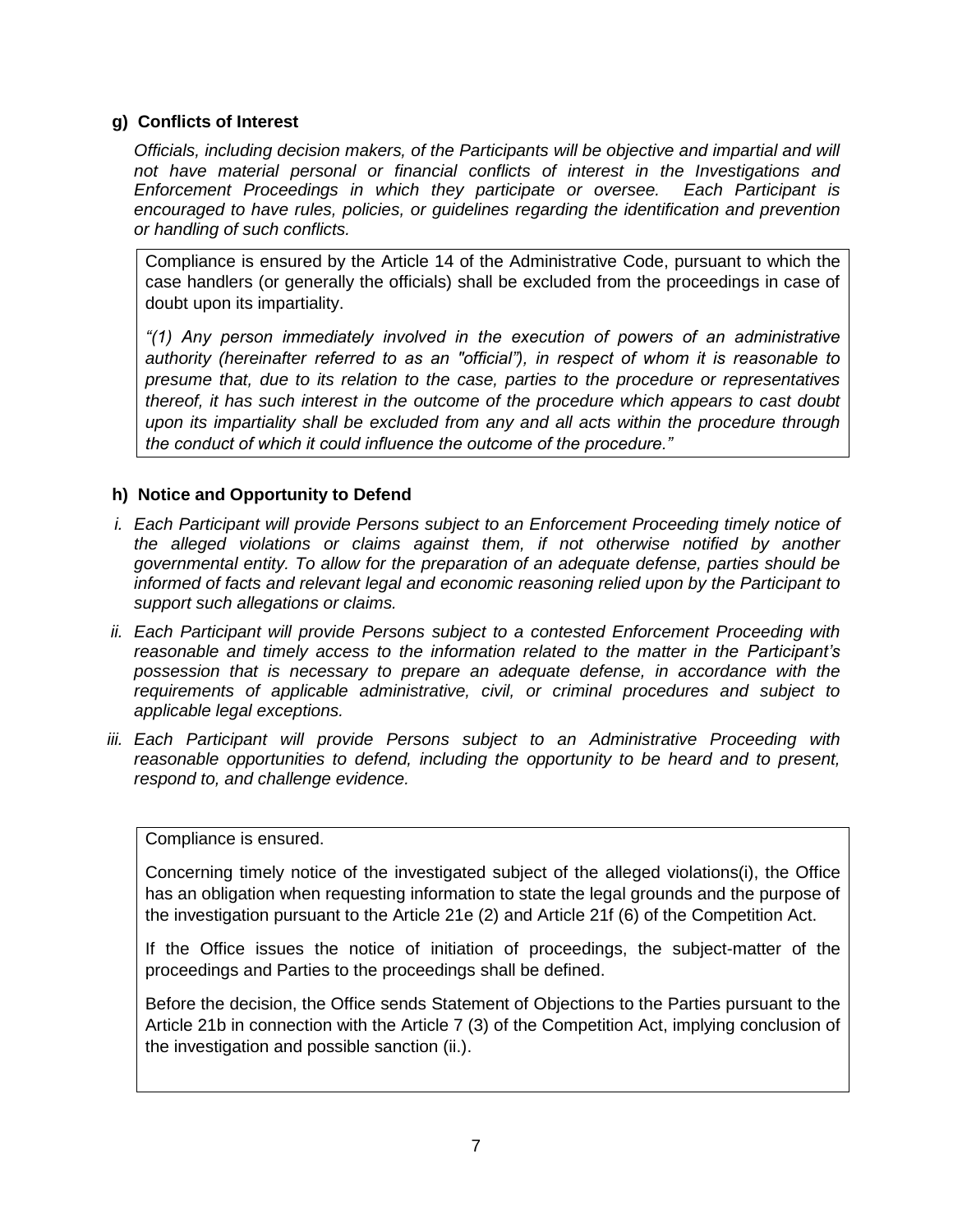### g) Conflicts of Interest

*Officials, including decision makers, of the Participants will be objective and impartial and will not have material personal or financial conflicts of interest in the Investigations and Enforcement Proceedings in which they participate or oversee. Each Participant is encouraged to have rules, policies, or guidelines regarding the identification and prevention or handling of such conflicts.*

Compliance is ensured by the Article 14 of the Administrative Code, pursuant to which the case handlers (or generally the officials) shall be excluded from the proceedings in case of doubt upon its impartiality.

*"(1) Any person immediately involved in the execution of powers of an administrative authority (hereinafter referred to as an "official"), in respect of whom it is reasonable to presume that, due to its relation to the case, parties to the procedure or representatives thereof, it has such interest in the outcome of the procedure which appears to cast doubt upon its impartiality shall be excluded from any and all acts within the procedure through the conduct of which it could influence the outcome of the procedure."*

### h) Notice and Opportunity to Defend

*i. Each Participant will provide Persons subject to an Enforcement Proceeding timely notice of the alleged violations or claims against them, if not otherwise notified by another governmental entity. To allow for the preparation of an adequate defense, parties should be informed of facts and relevant legal and economic reasoning relied upon by the Participant to support such allegations or claims.*

*ii. Each Participant will provide Persons subject to a contested Enforcement Proceeding with reasonable and timely access to the information related to the matter in the Participant's possession that is necessary to prepare an adequate defense, in accordance with the requirements of applicable administrative, civil, or criminal procedures and subject to applicable legal exceptions.*

*iii. Each Participant will provide Persons subject to an Administrative Proceeding with reasonable opportunities to defend, including the opportunity to be heard and to present, respond to, and challenge evidence.*

Compliance is ensured.

Concerning timely notice of the investigated subject of the alleged violations(i), the Office has an obligation when requesting information to state the legal grounds and the purpose of the investigation pursuant to the Article 21e (2) and Article 21f (6) of the Competition Act.

If the Office issues the notice of initiation of proceedings, the subject-matter of the proceedings and Parties to the proceedings shall be defined.

Before the decision, the Office sends Statement of Objections to the Parties pursuant to the Article 21b in connection with the Article 7 (3) of the Competition Act, implying conclusion of the investigation and possible sanction (ii.).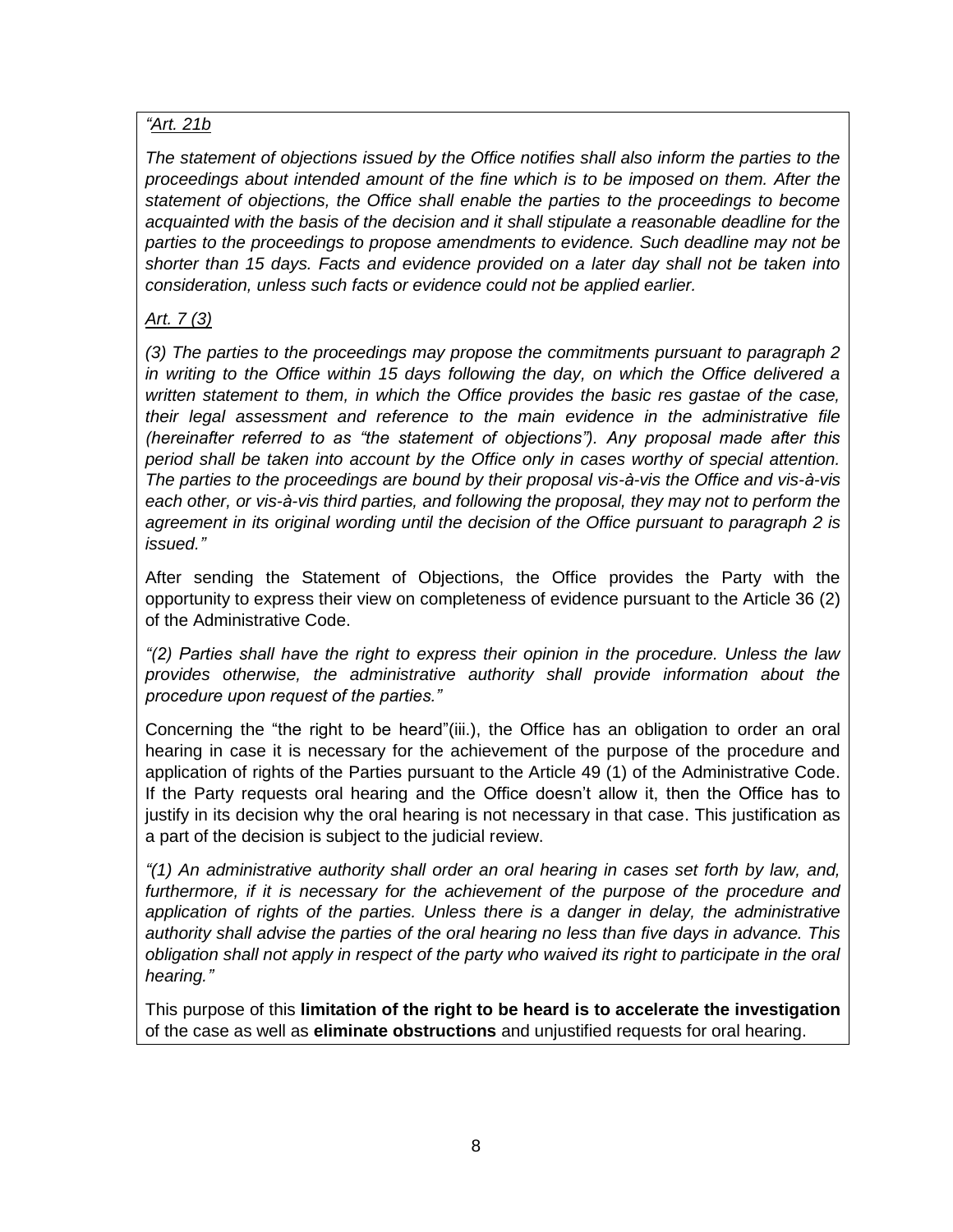*“Art. 21b*

*The statement of objections issued by the Office notifies shall also inform the parties to the proceedings about intended amount of the fine which is to be imposed on them. After the statement of objections, the Office shall enable the parties to the proceedings to become acquainted with the basis of the decision and it shall stipulate a reasonable deadline for the parties to the proceedings to propose amendments to evidence. Such deadline may not be shorter than 15 days. Facts and evidence provided on a later day shall not be taken into consideration, unless such facts or evidence could not be applied earlier.*

*Art. 7 (3)*

*(3) The parties to the proceedings may propose the commitments pursuant to paragraph 2 in writing to the Office within 15 days following the day, on which the Office delivered a written statement to them, in which the Office provides the basic res gastae of the case, their legal assessment and reference to the main evidence in the administrative file (hereinafter referred to as “the statement of objections”). Any proposal made after this period shall be taken into account by the Office only in cases worthy of special attention. The parties to the proceedings are bound by their proposal vis-à-vis the Office and vis-à-vis each other, or vis-à-vis third parties, and following the proposal, they may not to perform the agreement in its original wording until the decision of the Office pursuant to paragraph 2 is issued.”*

After sending the Statement of Objections, the Office provides the Party with the opportunity to express their view on completeness of evidence pursuant to the Article 36 (2) of the Administrative Code.

*“(2) Parties shall have the right to express their opinion in the procedure. Unless the law provides otherwise, the administrative authority shall provide information about the procedure upon request of the parties.”*

Concerning the “the right to be heard”(iii.), the Office has an obligation to order an oral hearing in case it is necessary for the achievement of the purpose of the procedure and application of rights of the Parties pursuant to the Article 49 (1) of the Administrative Code. If the Party requests oral hearing and the Office doesn’t allow it, then the Office has to justify in its decision why the oral hearing is not necessary in that case. This justification as a part of the decision is subject to the judicial review.

*“(1) An administrative authority shall order an oral hearing in cases set forth by law, and, furthermore, if it is necessary for the achievement of the purpose of the procedure and application of rights of the parties. Unless there is a danger in delay, the administrative authority shall advise the parties of the oral hearing no less than five days in advance. This obligation shall not apply in respect of the party who waived its right to participate in the oral hearing.”*

This purpose of this **limitation of the right to be heard is to accelerate the investigation** of the case as well as **eliminate obstructions** and unjustified requests for oral hearing.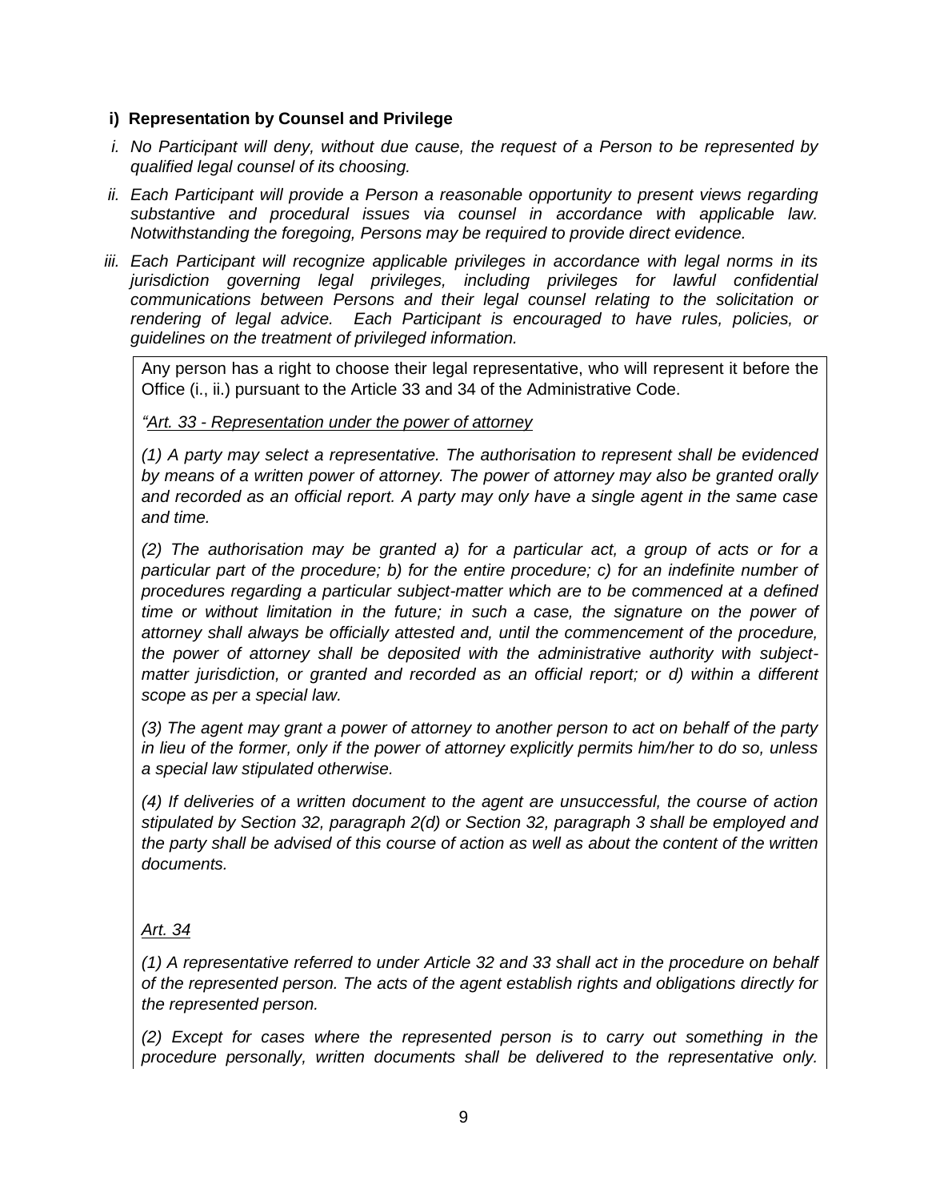**i) Representation by Counsel and Privilege**

*i. No Participant will deny, without due cause, the request of a Person to be represented by qualified legal counsel of its choosing.*

*ii. Each Participant will provide a Person a reasonable opportunity to present views regarding substantive and procedural issues via counsel in accordance with applicable law. Notwithstanding the foregoing, Persons may be required to provide direct evidence.*

*iii. Each Participant will recognize applicable privileges in accordance with legal norms in its jurisdiction governing legal privileges, including privileges for lawful confidential communications between Persons and their legal counsel relating to the solicitation or rendering of legal advice. Each Participant is encouraged to have rules, policies, or guidelines on the treatment of privileged information.*

Any person has a right to choose their legal representative, who will represent it before the Office (i., ii.) pursuant to the Article 33 and 34 of the Administrative Code.

*"Art. 33 - Representation under the power of attorney*

*(1) A party may select a representative. The authorisation to represent shall be evidenced by means of a written power of attorney. The power of attorney may also be granted orally and recorded as an official report. A party may only have a single agent in the same case and time.*

*(2) The authorisation may be granted a) for a particular act, a group of acts or for a particular part of the procedure; b) for the entire procedure; c) for an indefinite number of procedures regarding a particular subject-matter which are to be commenced at a defined time or without limitation in the future; in such a case, the signature on the power of attorney shall always be officially attested and, until the commencement of the procedure, the power of attorney shall be deposited with the administrative authority with subject-matter jurisdiction, or granted and recorded as an official report; or d) within a different scope as per a special law.*

*(3) The agent may grant a power of attorney to another person to act on behalf of the party in lieu of the former, only if the power of attorney explicitly permits him/her to do so, unless a special law stipulated otherwise.*

*(4) If deliveries of a written document to the agent are unsuccessful, the course of action stipulated by Section 32, paragraph 2(d) or Section 32, paragraph 3 shall be employed and the party shall be advised of this course of action as well as about the content of the written documents.*

*Art. 34*

*(1) A representative referred to under Article 32 and 33 shall act in the procedure on behalf of the represented person. The acts of the agent establish rights and obligations directly for the represented person.*

*(2) Except for cases where the represented person is to carry out something in the procedure personally, written documents shall be delivered to the representative only.*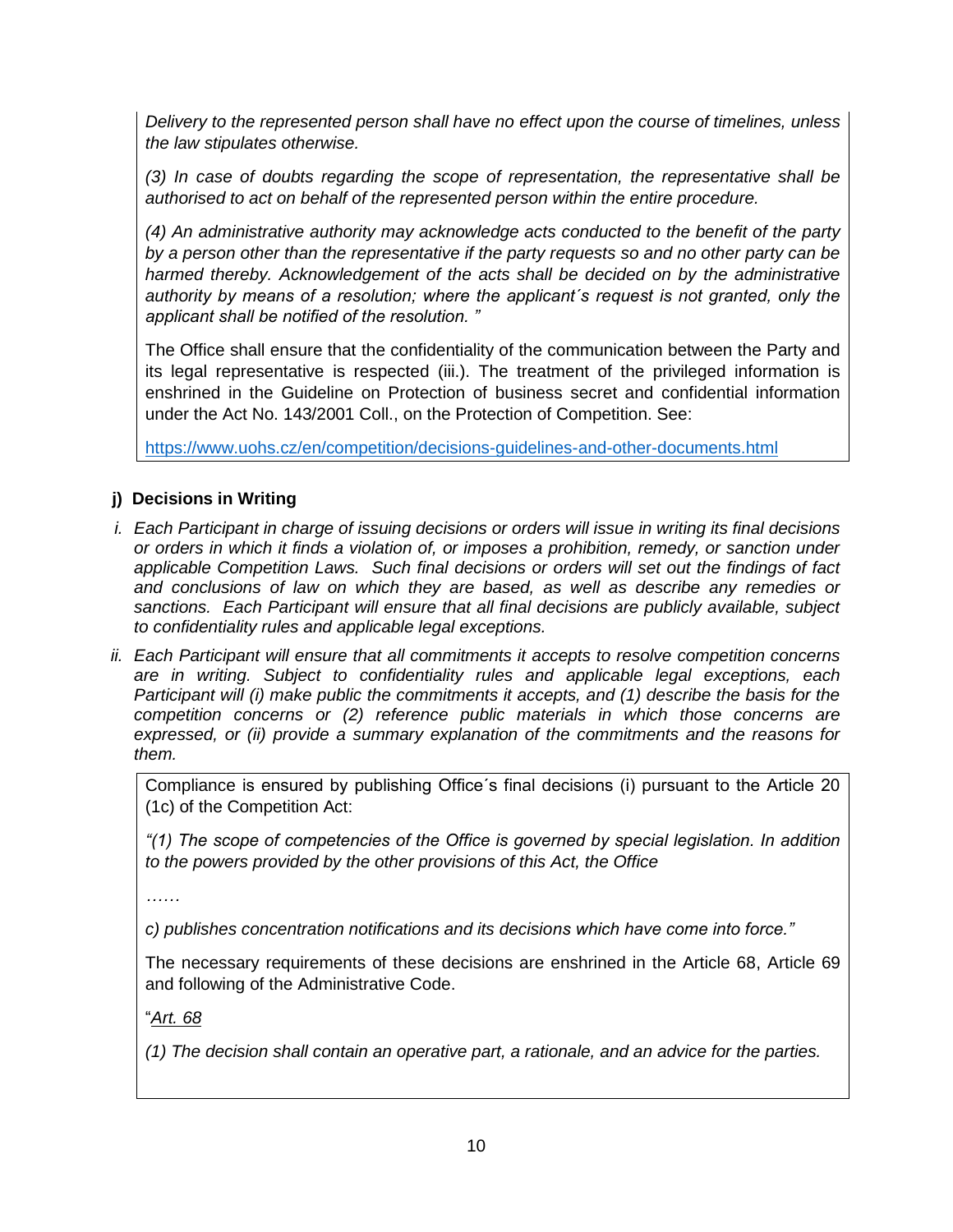*Delivery to the represented person shall have no effect upon the course of timelines, unless the law stipulates otherwise.*

*(3) In case of doubts regarding the scope of representation, the representative shall be authorised to act on behalf of the represented person within the entire procedure.*

*(4) An administrative authority may acknowledge acts conducted to the benefit of the party by a person other than the representative if the party requests so and no other party can be harmed thereby. Acknowledgement of the acts shall be decided on by the administrative authority by means of a resolution; where the applicant´s request is not granted, only the applicant shall be notified of the resolution. "*

The Office shall ensure that the confidentiality of the communication between the Party and its legal representative is respected (iii.). The treatment of the privileged information is enshrined in the Guideline on Protection of business secret and confidential information under the Act No. 143/2001 Coll., on the Protection of Competition. See:

https://www.uohs.cz/en/competition/decisions-guidelines-and-other-documents.html

### j) Decisions in Writing

*i. Each Participant in charge of issuing decisions or orders will issue in writing its final decisions or orders in which it finds a violation of, or imposes a prohibition, remedy, or sanction under applicable Competition Laws. Such final decisions or orders will set out the findings of fact and conclusions of law on which they are based, as well as describe any remedies or sanctions. Each Participant will ensure that all final decisions are publicly available, subject to confidentiality rules and applicable legal exceptions.*

*ii. Each Participant will ensure that all commitments it accepts to resolve competition concerns are in writing. Subject to confidentiality rules and applicable legal exceptions, each Participant will (i) make public the commitments it accepts, and (1) describe the basis for the competition concerns or (2) reference public materials in which those concerns are expressed, or (ii) provide a summary explanation of the commitments and the reasons for them.*

Compliance is ensured by publishing Office´s final decisions (i) pursuant to the Article 20 (1c) of the Competition Act:

*"(1) The scope of competencies of the Office is governed by special legislation. In addition to the powers provided by the other provisions of this Act, the Office*

……

*c) publishes concentration notifications and its decisions which have come into force."*

The necessary requirements of these decisions are enshrined in the Article 68, Article 69 and following of the Administrative Code.

"*Art. 68*

*(1) The decision shall contain an operative part, a rationale, and an advice for the parties.*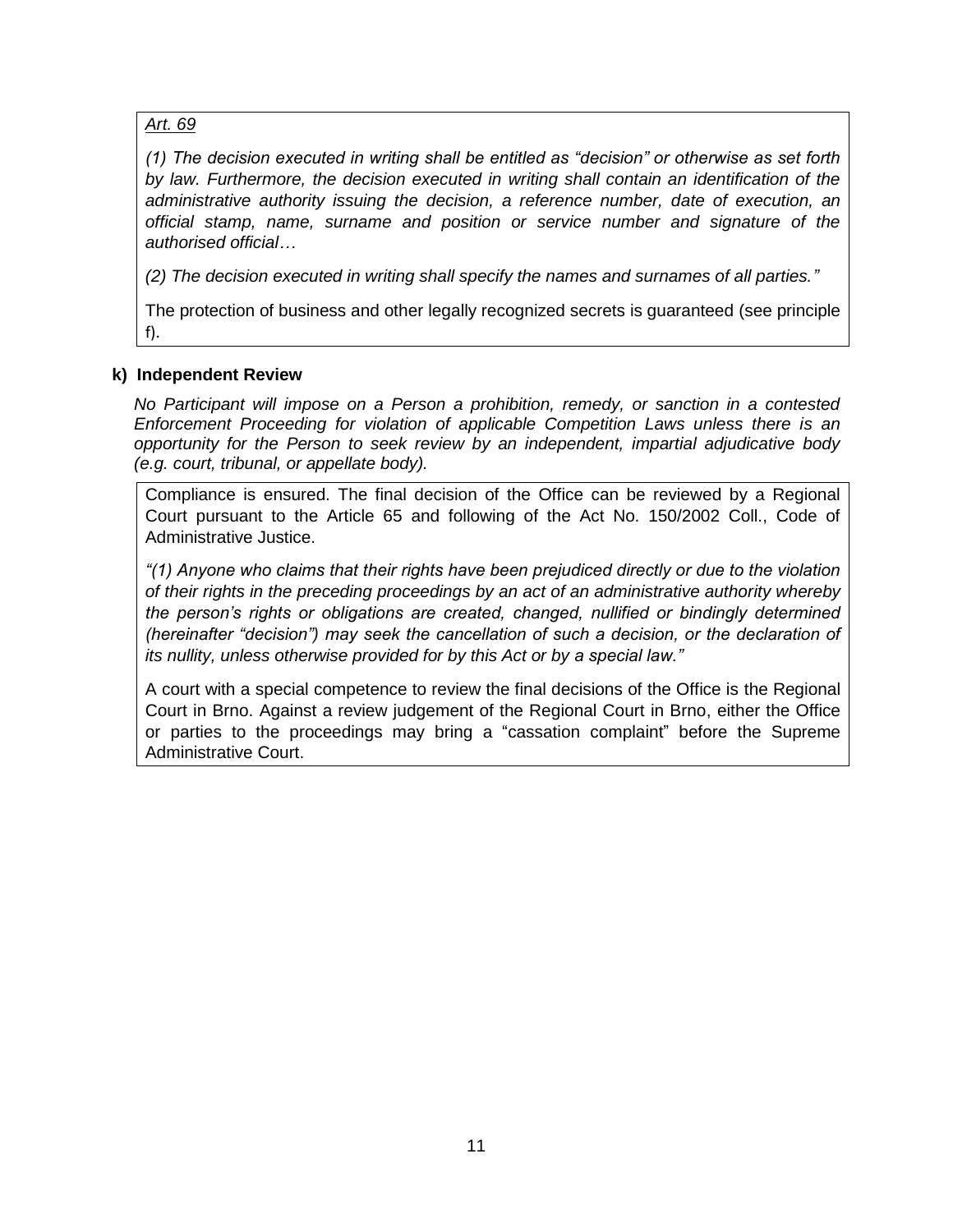*Art. 69*

*(1) The decision executed in writing shall be entitled as "decision" or otherwise as set forth by law. Furthermore, the decision executed in writing shall contain an identification of the administrative authority issuing the decision, a reference number, date of execution, an official stamp, name, surname and position or service number and signature of the authorised official…*

*(2) The decision executed in writing shall specify the names and surnames of all parties."*

The protection of business and other legally recognized secrets is guaranteed (see principle f).

### k) Independent Review

*No Participant will impose on a Person a prohibition, remedy, or sanction in a contested Enforcement Proceeding for violation of applicable Competition Laws unless there is an opportunity for the Person to seek review by an independent, impartial adjudicative body (e.g. court, tribunal, or appellate body).*

Compliance is ensured. The final decision of the Office can be reviewed by a Regional Court pursuant to the Article 65 and following of the Act No. 150/2002 Coll., Code of Administrative Justice.

*"(1) Anyone who claims that their rights have been prejudiced directly or due to the violation of their rights in the preceding proceedings by an act of an administrative authority whereby the person's rights or obligations are created, changed, nullified or bindingly determined (hereinafter "decision") may seek the cancellation of such a decision, or the declaration of its nullity, unless otherwise provided for by this Act or by a special law."*

A court with a special competence to review the final decisions of the Office is the Regional Court in Brno. Against a review judgement of the Regional Court in Brno, either the Office or parties to the proceedings may bring a "cassation complaint" before the Supreme Administrative Court.